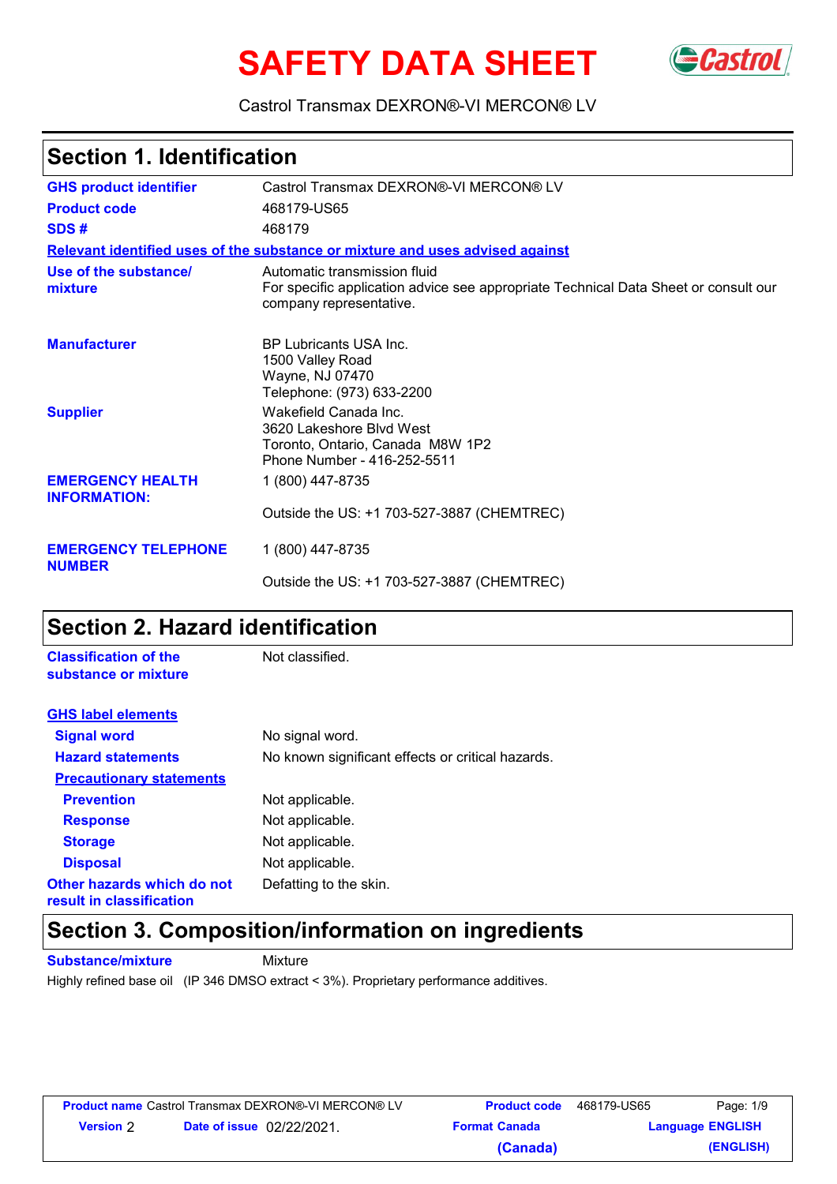# SAFETY DATA SHEET

Castrol Transmax DEXRON®-VI MERCON® LV

## Section 1. Identification

| | |
|---|---|
| **GHS product identifier** | Castrol Transmax DEXRON®-VI MERCON® LV |
| **Product code** | 468179-US65 |
| **SDS #** | 468179 |

**Relevant identified uses of the substance or mixture and uses advised against**

| | |
|---|---|
| **Use of the substance/ mixture** | Automatic transmission fluid<br>For specific application advice see appropriate Technical Data Sheet or consult our company representative. |
| **Manufacturer** | BP Lubricants USA Inc.<br>1500 Valley Road<br>Wayne, NJ 07470<br>Telephone: (973) 633-2200 |
| **Supplier** | Wakefield Canada Inc.<br>3620 Lakeshore Blvd West<br>Toronto, Ontario, Canada M8W 1P2<br>Phone Number - 416-252-5511 |
| **EMERGENCY HEALTH INFORMATION:** | 1 (800) 447-8735<br><br>Outside the US: +1 703-527-3887 (CHEMTREC) |
| **EMERGENCY TELEPHONE NUMBER** | 1 (800) 447-8735<br><br>Outside the US: +1 703-527-3887 (CHEMTREC) |

## Section 2. Hazard identification

| | |
|---|---|
| **Classification of the substance or mixture** | Not classified. |

**GHS label elements**

| | |
|---|---|
| **Signal word** | No signal word. |
| **Hazard statements** | No known significant effects or critical hazards. |

**Precautionary statements**

| | |
|---|---|
| **Prevention** | Not applicable. |
| **Response** | Not applicable. |
| **Storage** | Not applicable. |
| **Disposal** | Not applicable. |
| **Other hazards which do not result in classification** | Defatting to the skin. |

## Section 3. Composition/information on ingredients

| | |
|---|---|
| **Substance/mixture** | Mixture |

Highly refined base oil (IP 346 DMSO extract < 3%). Proprietary performance additives.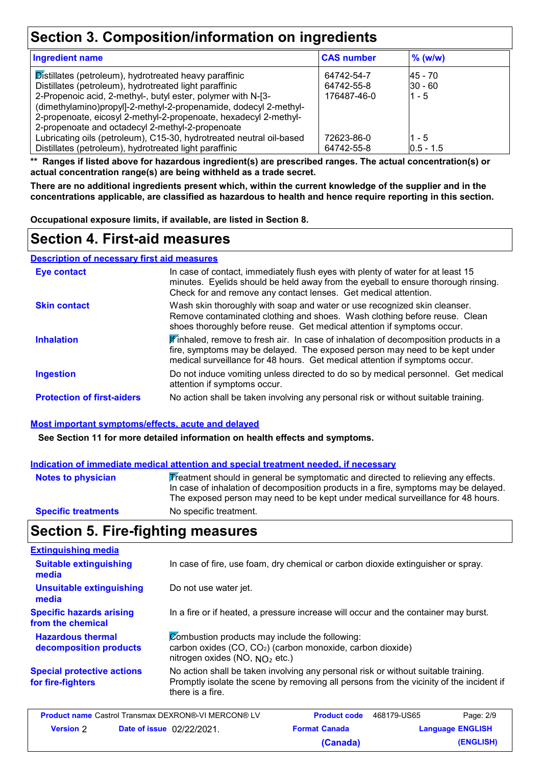## Section 3. Composition/information on ingredients

| Ingredient name | CAS number | % (w/w) |
|---|---|---|
| Distillates (petroleum), hydrotreated heavy paraffinic | 64742-54-7 | 45 - 70 |
| Distillates (petroleum), hydrotreated light paraffinic | 64742-55-8 | 30 - 60 |
| 2-Propenoic acid, 2-methyl-, butyl ester, polymer with N-[3-(dimethylamino)propyl]-2-methyl-2-propenamide, dodecyl 2-methyl-2-propenoate, eicosyl 2-methyl-2-propenoate, hexadecyl 2-methyl-2-propenoate and octadecyl 2-methyl-2-propenoate | 176487-46-0 | 1 - 5 |
| Lubricating oils (petroleum), C15-30, hydrotreated neutral oil-based | 72623-86-0 | 1 - 5 |
| Distillates (petroleum), hydrotreated light paraffinic | 64742-55-8 | 0.5 - 1.5 |

**\*\* Ranges if listed above for hazardous ingredient(s) are prescribed ranges. The actual concentration(s) or actual concentration range(s) are being withheld as a trade secret.**

**There are no additional ingredients present which, within the current knowledge of the supplier and in the concentrations applicable, are classified as hazardous to health and hence require reporting in this section.**

**Occupational exposure limits, if available, are listed in Section 8.**

## Section 4. First-aid measures

### Description of necessary first aid measures

**Eye contact**: In case of contact, immediately flush eyes with plenty of water for at least 15 minutes. Eyelids should be held away from the eyeball to ensure thorough rinsing. Check for and remove any contact lenses. Get medical attention.

**Skin contact**: Wash skin thoroughly with soap and water or use recognized skin cleanser. Remove contaminated clothing and shoes. Wash clothing before reuse. Clean shoes thoroughly before reuse. Get medical attention if symptoms occur.

**Inhalation**: If inhaled, remove to fresh air. In case of inhalation of decomposition products in a fire, symptoms may be delayed. The exposed person may need to be kept under medical surveillance for 48 hours. Get medical attention if symptoms occur.

**Ingestion**: Do not induce vomiting unless directed to do so by medical personnel. Get medical attention if symptoms occur.

**Protection of first-aiders**: No action shall be taken involving any personal risk or without suitable training.

### Most important symptoms/effects, acute and delayed

**See Section 11 for more detailed information on health effects and symptoms.**

### Indication of immediate medical attention and special treatment needed, if necessary

**Notes to physician**: Treatment should in general be symptomatic and directed to relieving any effects. In case of inhalation of decomposition products in a fire, symptoms may be delayed. The exposed person may need to be kept under medical surveillance for 48 hours.

**Specific treatments**: No specific treatment.

## Section 5. Fire-fighting measures

### Extinguishing media

**Suitable extinguishing media**: In case of fire, use foam, dry chemical or carbon dioxide extinguisher or spray.

**Unsuitable extinguishing media**: Do not use water jet.

**Specific hazards arising from the chemical**: In a fire or if heated, a pressure increase will occur and the container may burst.

**Hazardous thermal decomposition products**: Combustion products may include the following:
carbon oxides ($CO$, $CO_2$) (carbon monoxide, carbon dioxide)
nitrogen oxides ($NO$, $NO_2$ etc.)

**Special protective actions for fire-fighters**: No action shall be taken involving any personal risk or without suitable training. Promptly isolate the scene by removing all persons from the vicinity of the incident if there is a fire.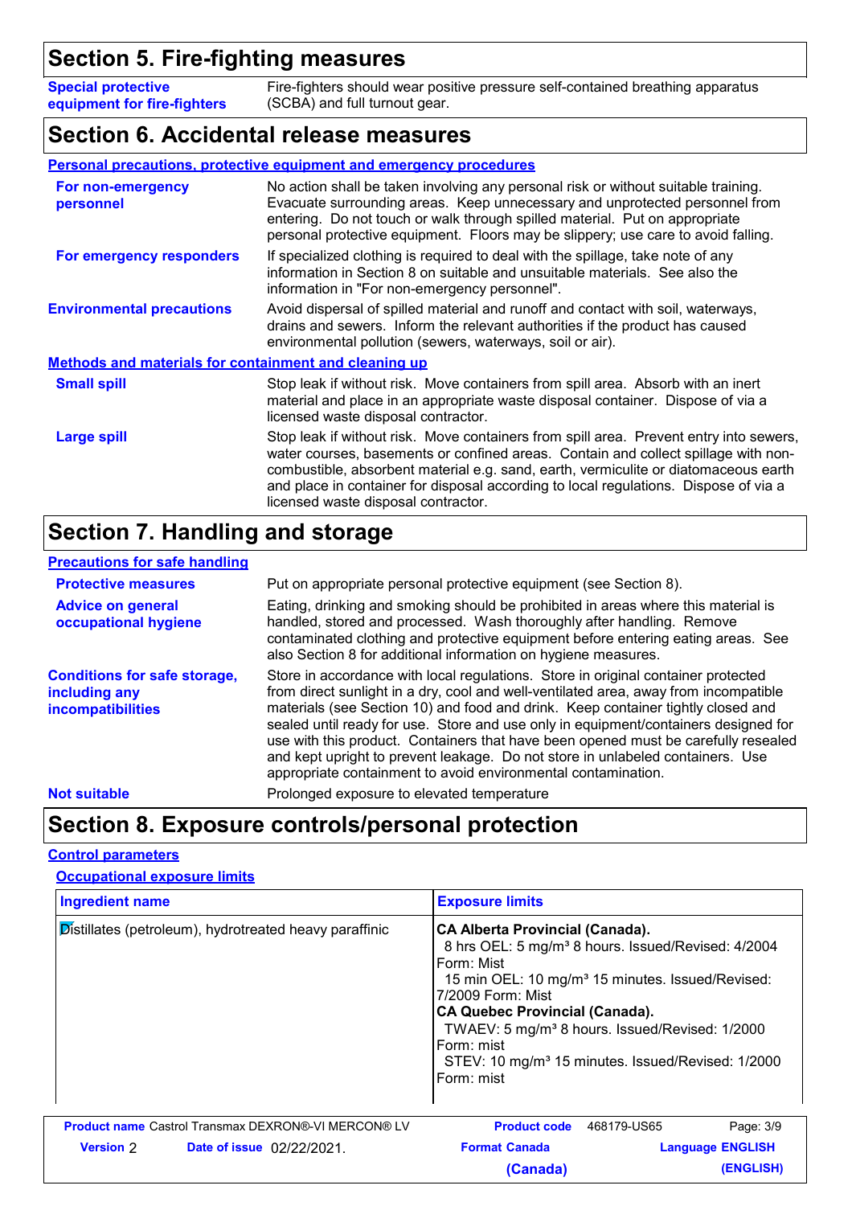## Section 5. Fire-fighting measures

**Special protective equipment for fire-fighters**: Fire-fighters should wear positive pressure self-contained breathing apparatus (SCBA) and full turnout gear.

## Section 6. Accidental release measures

### Personal precautions, protective equipment and emergency procedures

**For non-emergency personnel**: No action shall be taken involving any personal risk or without suitable training. Evacuate surrounding areas. Keep unnecessary and unprotected personnel from entering. Do not touch or walk through spilled material. Put on appropriate personal protective equipment. Floors may be slippery; use care to avoid falling.

**For emergency responders**: If specialized clothing is required to deal with the spillage, take note of any information in Section 8 on suitable and unsuitable materials. See also the information in "For non-emergency personnel".

**Environmental precautions**: Avoid dispersal of spilled material and runoff and contact with soil, waterways, drains and sewers. Inform the relevant authorities if the product has caused environmental pollution (sewers, waterways, soil or air).

### Methods and materials for containment and cleaning up

**Small spill**: Stop leak if without risk. Move containers from spill area. Absorb with an inert material and place in an appropriate waste disposal container. Dispose of via a licensed waste disposal contractor.

**Large spill**: Stop leak if without risk. Move containers from spill area. Prevent entry into sewers, water courses, basements or confined areas. Contain and collect spillage with non-combustible, absorbent material e.g. sand, earth, vermiculite or diatomaceous earth and place in container for disposal according to local regulations. Dispose of via a licensed waste disposal contractor.

## Section 7. Handling and storage

### Precautions for safe handling

**Protective measures**: Put on appropriate personal protective equipment (see Section 8).

**Advice on general occupational hygiene**: Eating, drinking and smoking should be prohibited in areas where this material is handled, stored and processed. Wash thoroughly after handling. Remove contaminated clothing and protective equipment before entering eating areas. See also Section 8 for additional information on hygiene measures.

**Conditions for safe storage, including any incompatibilities**: Store in accordance with local regulations. Store in original container protected from direct sunlight in a dry, cool and well-ventilated area, away from incompatible materials (see Section 10) and food and drink. Keep container tightly closed and sealed until ready for use. Store and use only in equipment/containers designed for use with this product. Containers that have been opened must be carefully resealed and kept upright to prevent leakage. Do not store in unlabeled containers. Use appropriate containment to avoid environmental contamination.

**Not suitable**: Prolonged exposure to elevated temperature

## Section 8. Exposure controls/personal protection

### Control parameters

#### Occupational exposure limits

| Ingredient name | Exposure limits |
|---|---|
| Distillates (petroleum), hydrotreated heavy paraffinic | **CA Alberta Provincial (Canada).**<br>8 hrs OEL: 5 mg/m³ 8 hours. Issued/Revised: 4/2004 Form: Mist<br>15 min OEL: 10 mg/m³ 15 minutes. Issued/Revised: 7/2009 Form: Mist<br>**CA Quebec Provincial (Canada).**<br>TWAEV: 5 mg/m³ 8 hours. Issued/Revised: 1/2000 Form: mist<br>STEV: 10 mg/m³ 15 minutes. Issued/Revised: 1/2000 Form: mist |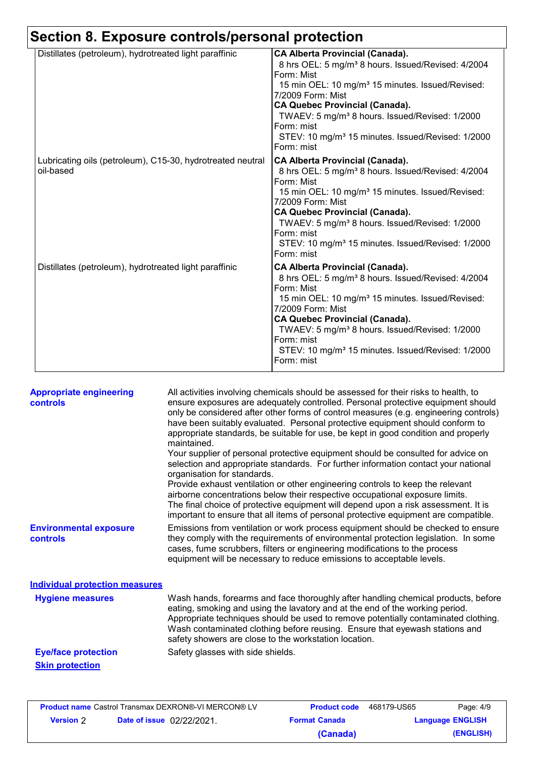## Section 8. Exposure controls/personal protection

| | |
|---|---|
| Distillates (petroleum), hydrotreated light paraffinic | **CA Alberta Provincial (Canada).**<br>8 hrs OEL: 5 mg/m³ 8 hours. Issued/Revised: 4/2004 Form: Mist<br>15 min OEL: 10 mg/m³ 15 minutes. Issued/Revised: 7/2009 Form: Mist<br>**CA Quebec Provincial (Canada).**<br>TWAEV: 5 mg/m³ 8 hours. Issued/Revised: 1/2000 Form: mist<br>STEV: 10 mg/m³ 15 minutes. Issued/Revised: 1/2000 Form: mist |
| Lubricating oils (petroleum), C15-30, hydrotreated neutral oil-based | **CA Alberta Provincial (Canada).**<br>8 hrs OEL: 5 mg/m³ 8 hours. Issued/Revised: 4/2004 Form: Mist<br>15 min OEL: 10 mg/m³ 15 minutes. Issued/Revised: 7/2009 Form: Mist<br>**CA Quebec Provincial (Canada).**<br>TWAEV: 5 mg/m³ 8 hours. Issued/Revised: 1/2000 Form: mist<br>STEV: 10 mg/m³ 15 minutes. Issued/Revised: 1/2000 Form: mist |
| Distillates (petroleum), hydrotreated light paraffinic | **CA Alberta Provincial (Canada).**<br>8 hrs OEL: 5 mg/m³ 8 hours. Issued/Revised: 4/2004 Form: Mist<br>15 min OEL: 10 mg/m³ 15 minutes. Issued/Revised: 7/2009 Form: Mist<br>**CA Quebec Provincial (Canada).**<br>TWAEV: 5 mg/m³ 8 hours. Issued/Revised: 1/2000 Form: mist<br>STEV: 10 mg/m³ 15 minutes. Issued/Revised: 1/2000 Form: mist |

**Appropriate engineering controls**

All activities involving chemicals should be assessed for their risks to health, to ensure exposures are adequately controlled. Personal protective equipment should only be considered after other forms of control measures (e.g. engineering controls) have been suitably evaluated. Personal protective equipment should conform to appropriate standards, be suitable for use, be kept in good condition and properly maintained.
Your supplier of personal protective equipment should be consulted for advice on selection and appropriate standards. For further information contact your national organisation for standards.
Provide exhaust ventilation or other engineering controls to keep the relevant airborne concentrations below their respective occupational exposure limits.
The final choice of protective equipment will depend upon a risk assessment. It is important to ensure that all items of personal protective equipment are compatible.

**Environmental exposure controls**

Emissions from ventilation or work process equipment should be checked to ensure they comply with the requirements of environmental protection legislation. In some cases, fume scrubbers, filters or engineering modifications to the process equipment will be necessary to reduce emissions to acceptable levels.

**Individual protection measures**

**Hygiene measures**

Wash hands, forearms and face thoroughly after handling chemical products, before eating, smoking and using the lavatory and at the end of the working period. Appropriate techniques should be used to remove potentially contaminated clothing. Wash contaminated clothing before reusing. Ensure that eyewash stations and safety showers are close to the workstation location.

**Eye/face protection**

Safety glasses with side shields.

**Skin protection**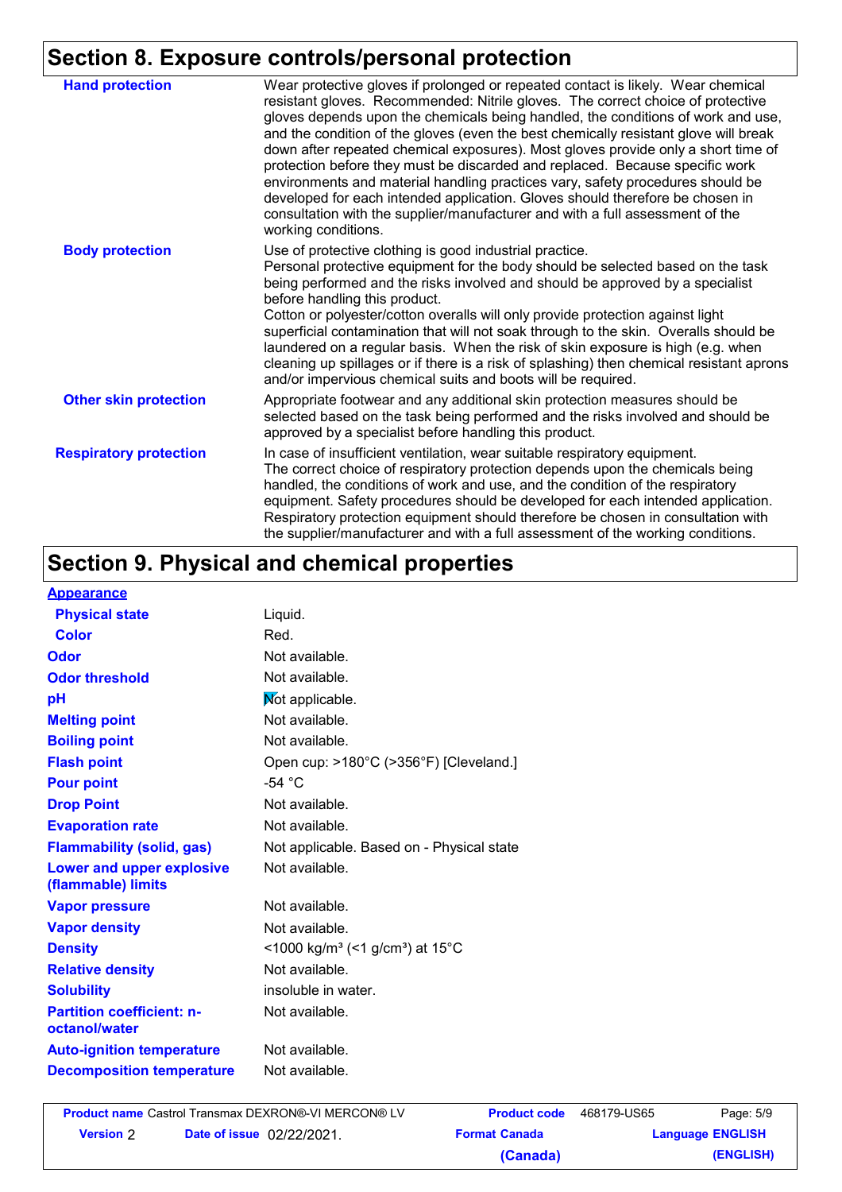## Section 8. Exposure controls/personal protection

| | |
|---|---|
| **Hand protection** | Wear protective gloves if prolonged or repeated contact is likely. Wear chemical resistant gloves. Recommended: Nitrile gloves. The correct choice of protective gloves depends upon the chemicals being handled, the conditions of work and use, and the condition of the gloves (even the best chemically resistant glove will break down after repeated chemical exposures). Most gloves provide only a short time of protection before they must be discarded and replaced. Because specific work environments and material handling practices vary, safety procedures should be developed for each intended application. Gloves should therefore be chosen in consultation with the supplier/manufacturer and with a full assessment of the working conditions. |
| **Body protection** | Use of protective clothing is good industrial practice. Personal protective equipment for the body should be selected based on the task being performed and the risks involved and should be approved by a specialist before handling this product. Cotton or polyester/cotton overalls will only provide protection against light superficial contamination that will not soak through to the skin. Overalls should be laundered on a regular basis. When the risk of skin exposure is high (e.g. when cleaning up spillages or if there is a risk of splashing) then chemical resistant aprons and/or impervious chemical suits and boots will be required. |
| **Other skin protection** | Appropriate footwear and any additional skin protection measures should be selected based on the task being performed and the risks involved and should be approved by a specialist before handling this product. |
| **Respiratory protection** | In case of insufficient ventilation, wear suitable respiratory equipment. The correct choice of respiratory protection depends upon the chemicals being handled, the conditions of work and use, and the condition of the respiratory equipment. Safety procedures should be developed for each intended application. Respiratory protection equipment should therefore be chosen in consultation with the supplier/manufacturer and with a full assessment of the working conditions. |

## Section 9. Physical and chemical properties

| | |
|---|---|
| **Appearance** | |
| **Physical state** | Liquid. |
| **Color** | Red. |
| **Odor** | Not available. |
| **Odor threshold** | Not available. |
| **pH** | Not applicable. |
| **Melting point** | Not available. |
| **Boiling point** | Not available. |
| **Flash point** | Open cup: >180°C (>356°F) [Cleveland.] |
| **Pour point** | -54 °C |
| **Drop Point** | Not available. |
| **Evaporation rate** | Not available. |
| **Flammability (solid, gas)** | Not applicable. Based on - Physical state |
| **Lower and upper explosive (flammable) limits** | Not available. |
| **Vapor pressure** | Not available. |
| **Vapor density** | Not available. |
| **Density** | <1000 kg/m³ (<1 g/cm³) at 15°C |
| **Relative density** | Not available. |
| **Solubility** | insoluble in water. |
| **Partition coefficient: n-octanol/water** | Not available. |
| **Auto-ignition temperature** | Not available. |
| **Decomposition temperature** | Not available. |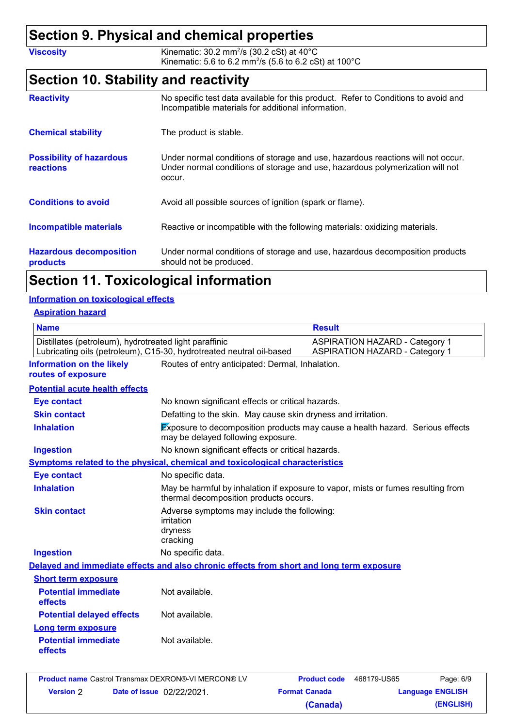## Section 9. Physical and chemical properties

**Viscosity** Kinematic: 30.2 $mm^2/s$ (30.2 cSt) at 40°C
Kinematic: 5.6 to 6.2 $mm^2/s$ (5.6 to 6.2 cSt) at 100°C

## Section 10. Stability and reactivity

**Reactivity** No specific test data available for this product. Refer to Conditions to avoid and Incompatible materials for additional information.

**Chemical stability** The product is stable.

**Possibility of hazardous reactions** Under normal conditions of storage and use, hazardous reactions will not occur. Under normal conditions of storage and use, hazardous polymerization will not occur.

**Conditions to avoid** Avoid all possible sources of ignition (spark or flame).

**Incompatible materials** Reactive or incompatible with the following materials: oxidizing materials.

**Hazardous decomposition products** Under normal conditions of storage and use, hazardous decomposition products should not be produced.

## Section 11. Toxicological information

### Information on toxicological effects

#### Aspiration hazard

| Name | Result |
|---|---|
| Distillates (petroleum), hydrotreated light paraffinic | ASPIRATION HAZARD - Category 1 |
| Lubricating oils (petroleum), C15-30, hydrotreated neutral oil-based | ASPIRATION HAZARD - Category 1 |

**Information on the likely routes of exposure** Routes of entry anticipated: Dermal, Inhalation.

#### Potential acute health effects

**Eye contact** No known significant effects or critical hazards.

**Skin contact** Defatting to the skin. May cause skin dryness and irritation.

**Inhalation** Exposure to decomposition products may cause a health hazard. Serious effects may be delayed following exposure.

**Ingestion** No known significant effects or critical hazards.

#### Symptoms related to the physical, chemical and toxicological characteristics

**Eye contact** No specific data.

**Inhalation** May be harmful by inhalation if exposure to vapor, mists or fumes resulting from thermal decomposition products occurs.

**Skin contact** Adverse symptoms may include the following:
irritation
dryness
cracking

**Ingestion** No specific data.

#### Delayed and immediate effects and also chronic effects from short and long term exposure

**Short term exposure**

**Potential immediate effects** Not available.

**Potential delayed effects** Not available.

**Long term exposure**

**Potential immediate effects** Not available.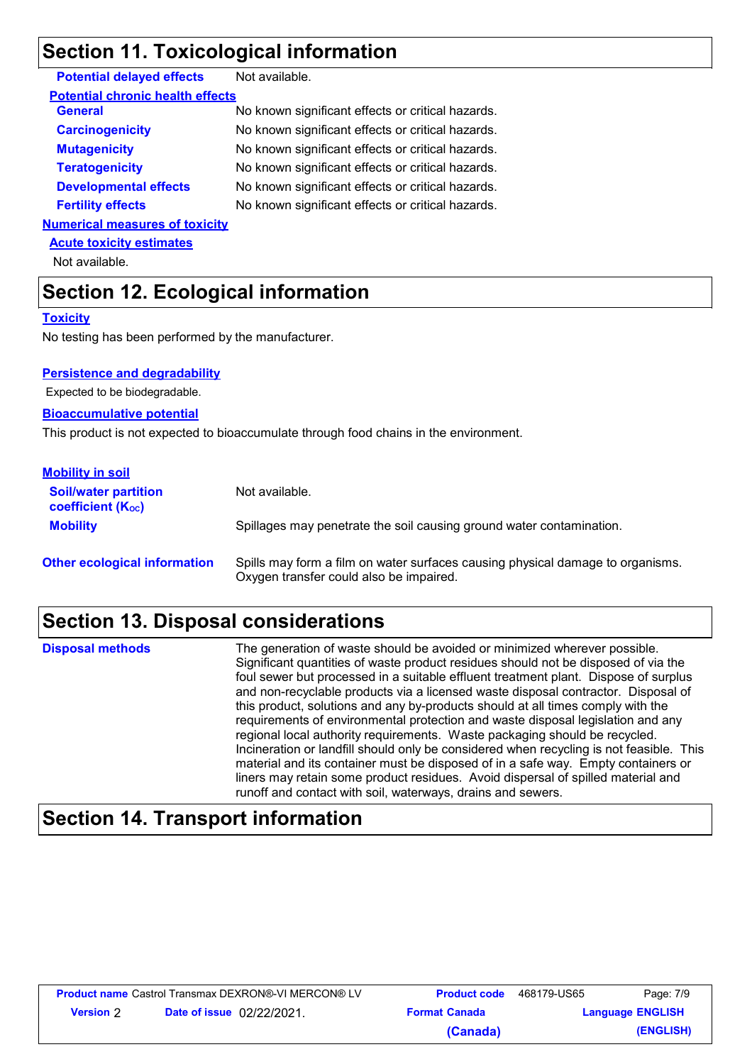## Section 11. Toxicological information

**Potential delayed effects** Not available.

**Potential chronic health effects**

| | |
|---|---|
| **General** | No known significant effects or critical hazards. |
| **Carcinogenicity** | No known significant effects or critical hazards. |
| **Mutagenicity** | No known significant effects or critical hazards. |
| **Teratogenicity** | No known significant effects or critical hazards. |
| **Developmental effects** | No known significant effects or critical hazards. |
| **Fertility effects** | No known significant effects or critical hazards. |

**Numerical measures of toxicity**

**Acute toxicity estimates**

Not available.

## Section 12. Ecological information

**Toxicity**

No testing has been performed by the manufacturer.

**Persistence and degradability**

Expected to be biodegradable.

**Bioaccumulative potential**

This product is not expected to bioaccumulate through food chains in the environment.

**Mobility in soil**

| | |
|---|---|
| **Soil/water partition coefficient ($K_{OC}$)** | Not available. |
| **Mobility** | Spillages may penetrate the soil causing ground water contamination. |

**Other ecological information** Spills may form a film on water surfaces causing physical damage to organisms. Oxygen transfer could also be impaired.

## Section 13. Disposal considerations

**Disposal methods** The generation of waste should be avoided or minimized wherever possible. Significant quantities of waste product residues should not be disposed of via the foul sewer but processed in a suitable effluent treatment plant. Dispose of surplus and non-recyclable products via a licensed waste disposal contractor. Disposal of this product, solutions and any by-products should at all times comply with the requirements of environmental protection and waste disposal legislation and any regional local authority requirements. Waste packaging should be recycled. Incineration or landfill should only be considered when recycling is not feasible. This material and its container must be disposed of in a safe way. Empty containers or liners may retain some product residues. Avoid dispersal of spilled material and runoff and contact with soil, waterways, drains and sewers.

## Section 14. Transport information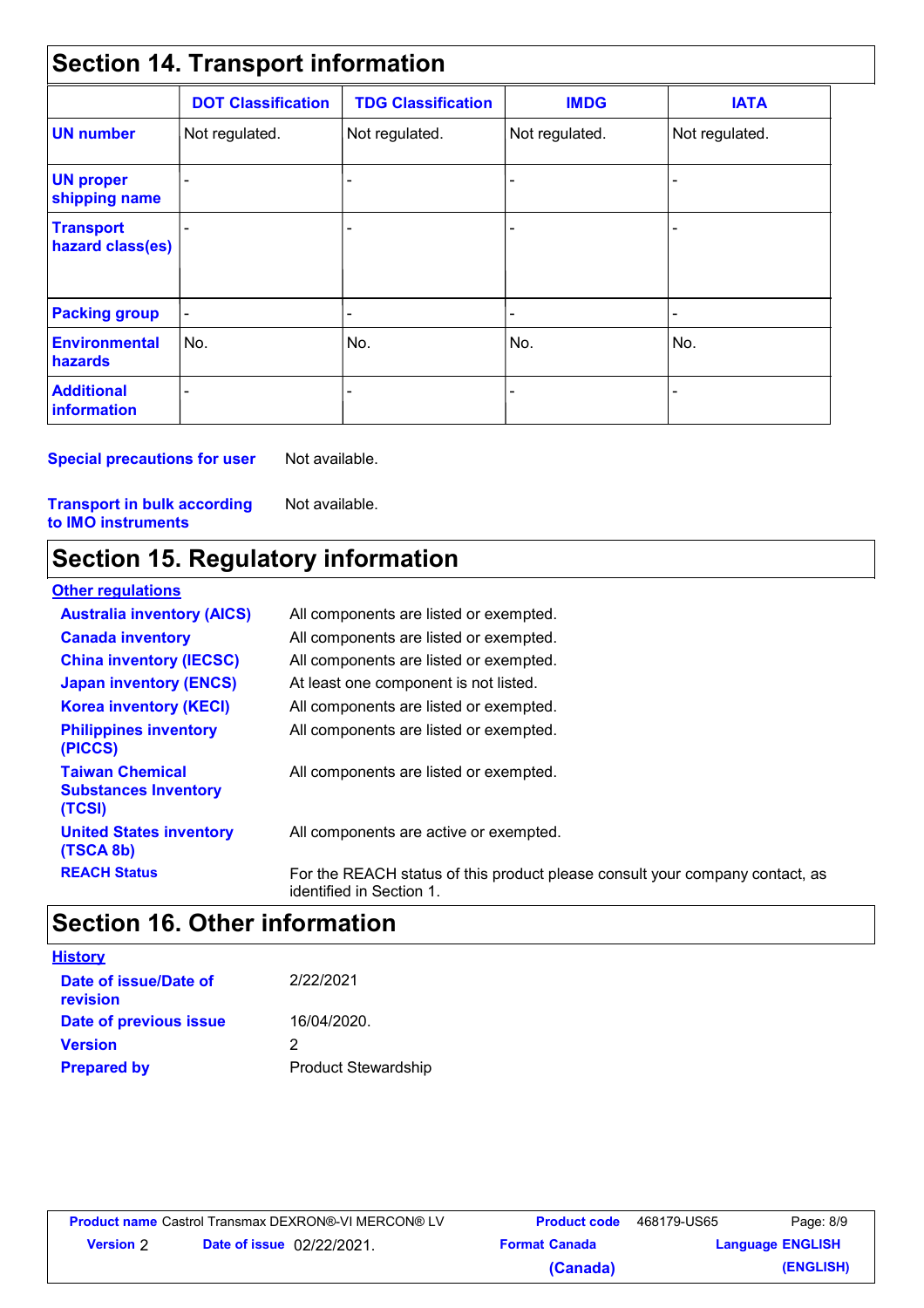## Section 14. Transport information

| | DOT Classification | TDG Classification | IMDG | IATA |
|---|---|---|---|---|
| **UN number** | Not regulated. | Not regulated. | Not regulated. | Not regulated. |
| **UN proper shipping name** | - | - | - | - |
| **Transport hazard class(es)** | - | - | - | - |
| **Packing group** | - | - | - | - |
| **Environmental hazards** | No. | No. | No. | No. |
| **Additional information** | - | - | - | - |

**Special precautions for user** Not available.

**Transport in bulk according to IMO instruments** Not available.

## Section 15. Regulatory information

**Other regulations**

| | |
|---|---|
| **Australia inventory (AICS)** | All components are listed or exempted. |
| **Canada inventory** | All components are listed or exempted. |
| **China inventory (IECSC)** | All components are listed or exempted. |
| **Japan inventory (ENCS)** | At least one component is not listed. |
| **Korea inventory (KECI)** | All components are listed or exempted. |
| **Philippines inventory (PICCS)** | All components are listed or exempted. |
| **Taiwan Chemical Substances Inventory (TCSI)** | All components are listed or exempted. |
| **United States inventory (TSCA 8b)** | All components are active or exempted. |
| **REACH Status** | For the REACH status of this product please consult your company contact, as identified in Section 1. |

## Section 16. Other information

**History**

| | |
|---|---|
| **Date of issue/Date of revision** | 2/22/2021 |
| **Date of previous issue** | 16/04/2020. |
| **Version** | 2 |
| **Prepared by** | Product Stewardship |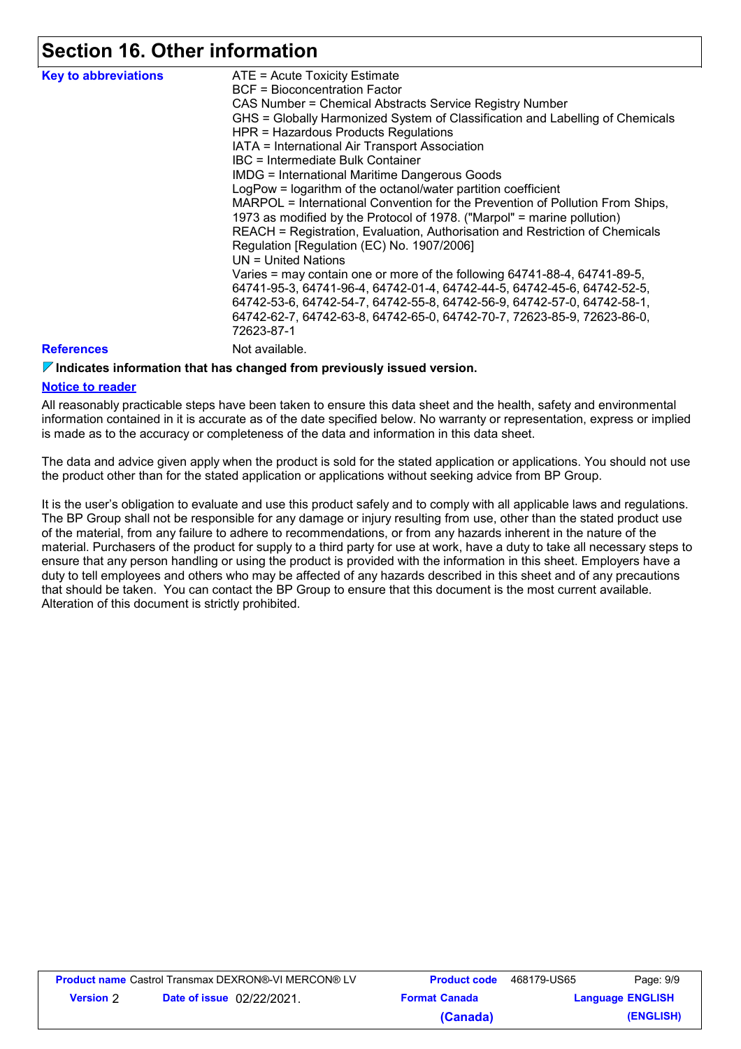## Section 16. Other information

**Key to abbreviations**

ATE = Acute Toxicity Estimate
BCF = Bioconcentration Factor
CAS Number = Chemical Abstracts Service Registry Number
GHS = Globally Harmonized System of Classification and Labelling of Chemicals
HPR = Hazardous Products Regulations
IATA = International Air Transport Association
IBC = Intermediate Bulk Container
IMDG = International Maritime Dangerous Goods
LogPow = logarithm of the octanol/water partition coefficient
MARPOL = International Convention for the Prevention of Pollution From Ships, 1973 as modified by the Protocol of 1978. ("Marpol" = marine pollution)
REACH = Registration, Evaluation, Authorisation and Restriction of Chemicals Regulation [Regulation (EC) No. 1907/2006]
UN = United Nations
Varies = may contain one or more of the following 64741-88-4, 64741-89-5, 64741-95-3, 64741-96-4, 64742-01-4, 64742-44-5, 64742-45-6, 64742-52-5, 64742-53-6, 64742-54-7, 64742-55-8, 64742-56-9, 64742-57-0, 64742-58-1, 64742-62-7, 64742-63-8, 64742-65-0, 64742-70-7, 72623-85-9, 72623-86-0, 72623-87-1

**References** Not available.

**Indicates information that has changed from previously issued version.**

**Notice to reader**

All reasonably practicable steps have been taken to ensure this data sheet and the health, safety and environmental information contained in it is accurate as of the date specified below. No warranty or representation, express or implied is made as to the accuracy or completeness of the data and information in this data sheet.

The data and advice given apply when the product is sold for the stated application or applications. You should not use the product other than for the stated application or applications without seeking advice from BP Group.

It is the user's obligation to evaluate and use this product safely and to comply with all applicable laws and regulations. The BP Group shall not be responsible for any damage or injury resulting from use, other than the stated product use of the material, from any failure to adhere to recommendations, or from any hazards inherent in the nature of the material. Purchasers of the product for supply to a third party for use at work, have a duty to take all necessary steps to ensure that any person handling or using the product is provided with the information in this sheet. Employers have a duty to tell employees and others who may be affected of any hazards described in this sheet and of any precautions that should be taken. You can contact the BP Group to ensure that this document is the most current available. Alteration of this document is strictly prohibited.